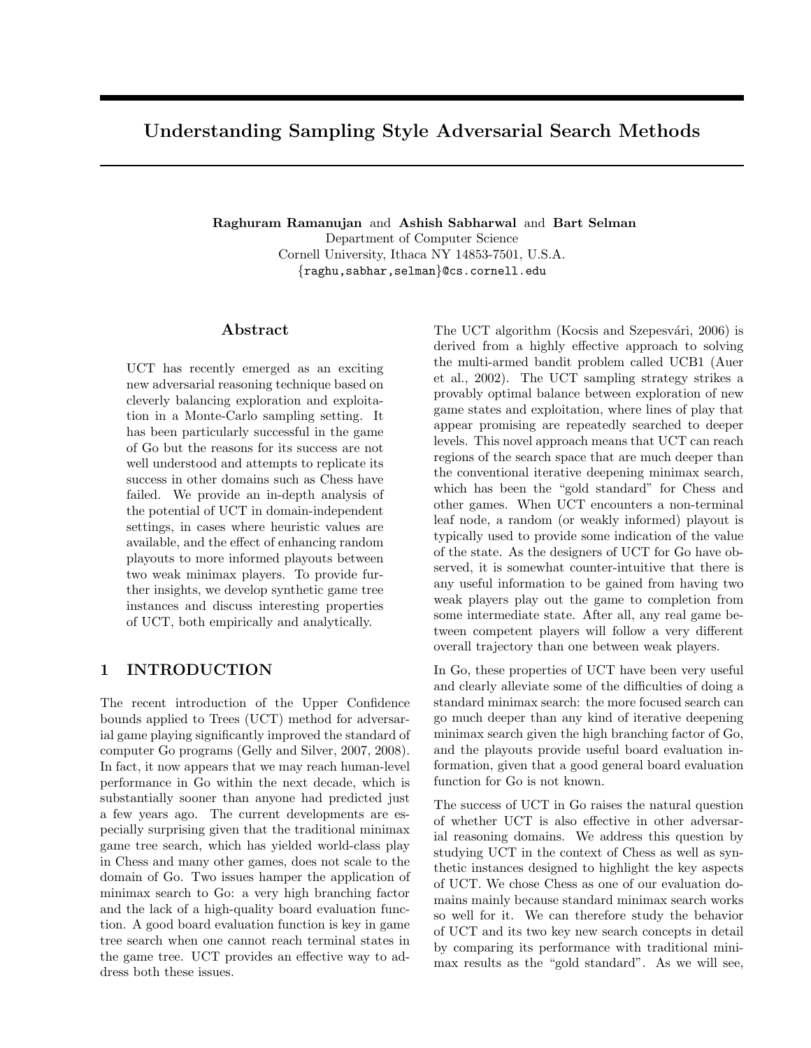# Understanding Sampling Style Adversarial Search Methods

**Raghuram Ramanujan** and **Ashish Sabharwal** and **Bart Selman**
Department of Computer Science
Cornell University, Ithaca NY 14853-7501, U.S.A.
{raghu,sabhar,selman}@cs.cornell.edu

## Abstract

UCT has recently emerged as an exciting new adversarial reasoning technique based on cleverly balancing exploration and exploitation in a Monte-Carlo sampling setting. It has been particularly successful in the game of Go but the reasons for its success are not well understood and attempts to replicate its success in other domains such as Chess have failed. We provide an in-depth analysis of the potential of UCT in domain-independent settings, in cases where heuristic values are available, and the effect of enhancing random playouts to more informed playouts between two weak minimax players. To provide further insights, we develop synthetic game tree instances and discuss interesting properties of UCT, both empirically and analytically.

## 1 INTRODUCTION

The recent introduction of the Upper Confidence bounds applied to Trees (UCT) method for adversarial game playing significantly improved the standard of computer Go programs (Gelly and Silver, 2007, 2008). In fact, it now appears that we may reach human-level performance in Go within the next decade, which is substantially sooner than anyone had predicted just a few years ago. The current developments are especially surprising given that the traditional minimax game tree search, which has yielded world-class play in Chess and many other games, does not scale to the domain of Go. Two issues hamper the application of minimax search to Go: a very high branching factor and the lack of a high-quality board evaluation function. A good board evaluation function is key in game tree search when one cannot reach terminal states in the game tree. UCT provides an effective way to address both these issues.

The UCT algorithm (Kocsis and Szepesvári, 2006) is derived from a highly effective approach to solving the multi-armed bandit problem called UCB1 (Auer et al., 2002). The UCT sampling strategy strikes a provably optimal balance between exploration of new game states and exploitation, where lines of play that appear promising are repeatedly searched to deeper levels. This novel approach means that UCT can reach regions of the search space that are much deeper than the conventional iterative deepening minimax search, which has been the "gold standard" for Chess and other games. When UCT encounters a non-terminal leaf node, a random (or weakly informed) playout is typically used to provide some indication of the value of the state. As the designers of UCT for Go have observed, it is somewhat counter-intuitive that there is any useful information to be gained from having two weak players play out the game to completion from some intermediate state. After all, any real game between competent players will follow a very different overall trajectory than one between weak players.

In Go, these properties of UCT have been very useful and clearly alleviate some of the difficulties of doing a standard minimax search: the more focused search can go much deeper than any kind of iterative deepening minimax search given the high branching factor of Go, and the playouts provide useful board evaluation information, given that a good general board evaluation function for Go is not known.

The success of UCT in Go raises the natural question of whether UCT is also effective in other adversarial reasoning domains. We address this question by studying UCT in the context of Chess as well as synthetic instances designed to highlight the key aspects of UCT. We chose Chess as one of our evaluation domains mainly because standard minimax search works so well for it. We can therefore study the behavior of UCT and its two key new search concepts in detail by comparing its performance with traditional minimax results as the "gold standard". As we will see,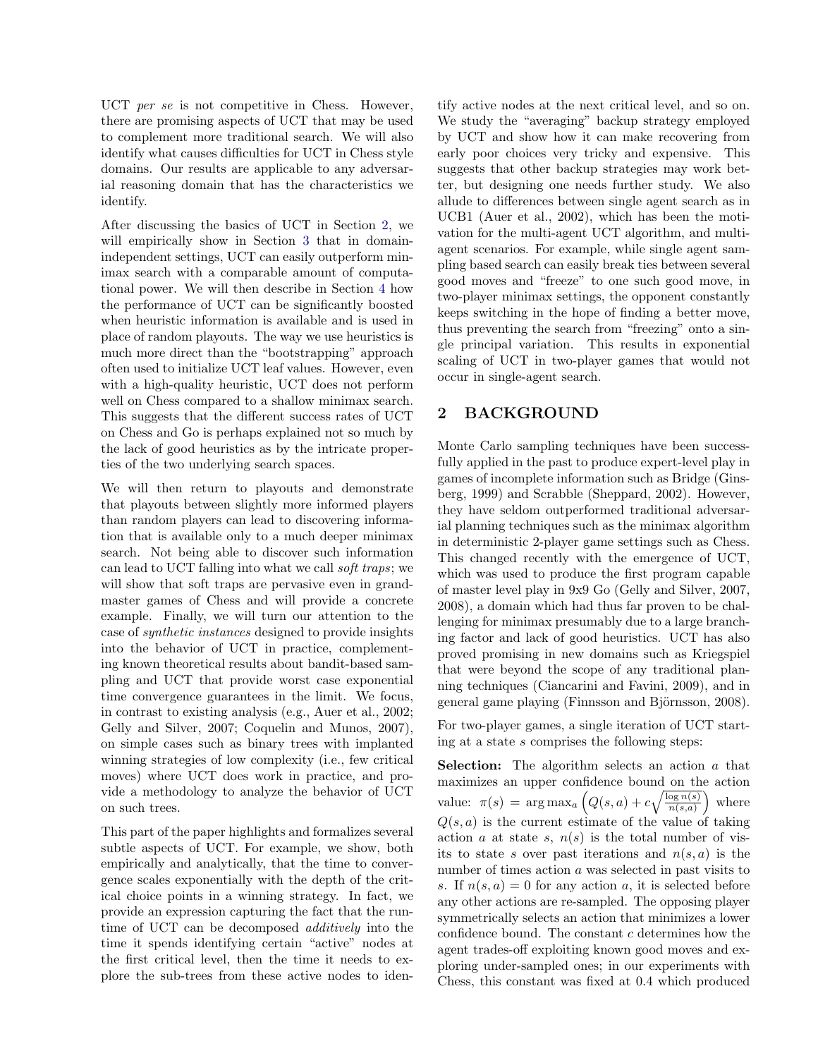UCT *per se* is not competitive in Chess. However, there are promising aspects of UCT that may be used to complement more traditional search. We will also identify what causes difficulties for UCT in Chess style domains. Our results are applicable to any adversarial reasoning domain that has the characteristics we identify.

After discussing the basics of UCT in Section 2, we will empirically show in Section 3 that in domain-independent settings, UCT can easily outperform minimax search with a comparable amount of computational power. We will then describe in Section 4 how the performance of UCT can be significantly boosted when heuristic information is available and is used in place of random playouts. The way we use heuristics is much more direct than the "bootstrapping" approach often used to initialize UCT leaf values. However, even with a high-quality heuristic, UCT does not perform well on Chess compared to a shallow minimax search. This suggests that the different success rates of UCT on Chess and Go is perhaps explained not so much by the lack of good heuristics as by the intricate properties of the two underlying search spaces.

We will then return to playouts and demonstrate that playouts between slightly more informed players than random players can lead to discovering information that is available only to a much deeper minimax search. Not being able to discover such information can lead to UCT falling into what we call *soft traps*; we will show that soft traps are pervasive even in grandmaster games of Chess and will provide a concrete example. Finally, we will turn our attention to the case of *synthetic instances* designed to provide insights into the behavior of UCT in practice, complementing known theoretical results about bandit-based sampling and UCT that provide worst case exponential time convergence guarantees in the limit. We focus, in contrast to existing analysis (e.g., Auer et al., 2002; Gelly and Silver, 2007; Coquelin and Munos, 2007), on simple cases such as binary trees with implanted winning strategies of low complexity (i.e., few critical moves) where UCT does work in practice, and provide a methodology to analyze the behavior of UCT on such trees.

This part of the paper highlights and formalizes several subtle aspects of UCT. For example, we show, both empirically and analytically, that the time to convergence scales exponentially with the depth of the critical choice points in a winning strategy. In fact, we provide an expression capturing the fact that the runtime of UCT can be decomposed *additively* into the time it spends identifying certain "active" nodes at the first critical level, then the time it needs to explore the sub-trees from these active nodes to identify active nodes at the next critical level, and so on. We study the "averaging" backup strategy employed by UCT and show how it can make recovering from early poor choices very tricky and expensive. This suggests that other backup strategies may work better, but designing one needs further study. We also allude to differences between single agent search as in UCB1 (Auer et al., 2002), which has been the motivation for the multi-agent UCT algorithm, and multi-agent scenarios. For example, while single agent sampling based search can easily break ties between several good moves and "freeze" to one such good move, in two-player minimax settings, the opponent constantly keeps switching in the hope of finding a better move, thus preventing the search from "freezing" onto a single principal variation. This results in exponential scaling of UCT in two-player games that would not occur in single-agent search.

## 2 BACKGROUND

Monte Carlo sampling techniques have been successfully applied in the past to produce expert-level play in games of incomplete information such as Bridge (Ginsberg, 1999) and Scrabble (Sheppard, 2002). However, they have seldom outperformed traditional adversarial planning techniques such as the minimax algorithm in deterministic 2-player game settings such as Chess. This changed recently with the emergence of UCT, which was used to produce the first program capable of master level play in 9x9 Go (Gelly and Silver, 2007, 2008), a domain which had thus far proven to be challenging for minimax presumably due to a large branching factor and lack of good heuristics. UCT has also proved promising in new domains such as Kriegspiel that were beyond the scope of any traditional planning techniques (Ciancarini and Favini, 2009), and in general game playing (Finnsson and Björnsson, 2008).

For two-player games, a single iteration of UCT starting at a state $s$ comprises the following steps:

**Selection:** The algorithm selects an action $a$ that maximizes an upper confidence bound on the action value: $\pi(s) = \arg\max_a \left( Q(s,a) + c\sqrt{\frac{\log n(s)}{n(s,a)}} \right)$ where $Q(s,a)$ is the current estimate of the value of taking action $a$ at state $s$, $n(s)$ is the total number of visits to state $s$ over past iterations and $n(s,a)$ is the number of times action $a$ was selected in past visits to $s$. If $n(s,a) = 0$ for any action $a$, it is selected before any other actions are re-sampled. The opposing player symmetrically selects an action that minimizes a lower confidence bound. The constant $c$ determines how the agent trades-off exploiting known good moves and exploring under-sampled ones; in our experiments with Chess, this constant was fixed at 0.4 which produced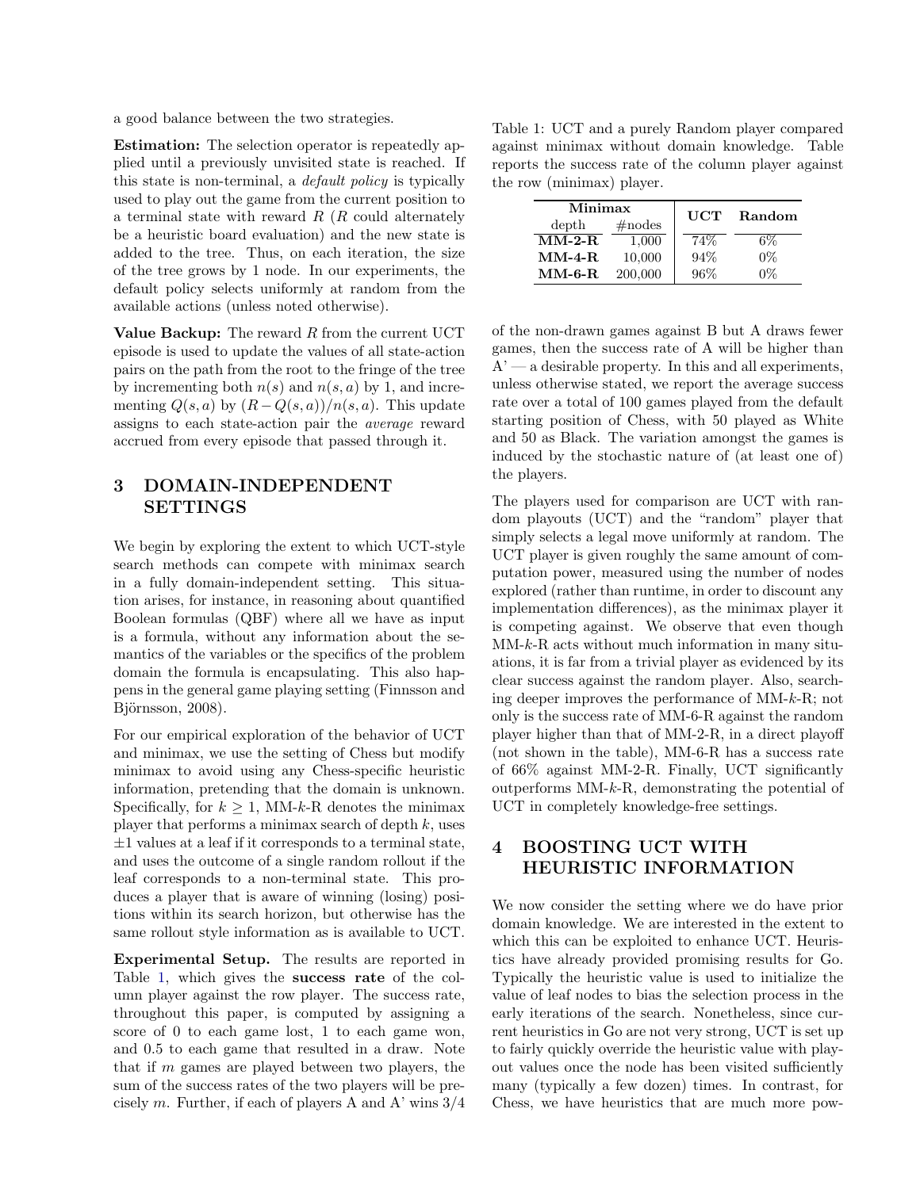a good balance between the two strategies.

**Estimation:** The selection operator is repeatedly applied until a previously unvisited state is reached. If this state is non-terminal, a *default policy* is typically used to play out the game from the current position to a terminal state with reward $R$ ($R$ could alternately be a heuristic board evaluation) and the new state is added to the tree. Thus, on each iteration, the size of the tree grows by 1 node. In our experiments, the default policy selects uniformly at random from the available actions (unless noted otherwise).

**Value Backup:** The reward $R$ from the current UCT episode is used to update the values of all state-action pairs on the path from the root to the fringe of the tree by incrementing both $n(s)$ and $n(s,a)$ by 1, and incrementing $Q(s,a)$ by $(R - Q(s,a))/n(s,a)$. This update assigns to each state-action pair the *average* reward accrued from every episode that passed through it.

## 3 DOMAIN-INDEPENDENT SETTINGS

We begin by exploring the extent to which UCT-style search methods can compete with minimax search in a fully domain-independent setting. This situation arises, for instance, in reasoning about quantified Boolean formulas (QBF) where all we have as input is a formula, without any information about the semantics of the variables or the specifics of the problem domain the formula is encapsulating. This also happens in the general game playing setting (Finnsson and Björnsson, 2008).

For our empirical exploration of the behavior of UCT and minimax, we use the setting of Chess but modify minimax to avoid using any Chess-specific heuristic information, pretending that the domain is unknown. Specifically, for $k \geq 1$, MM-$k$-R denotes the minimax player that performs a minimax search of depth $k$, uses $\pm 1$ values at a leaf if it corresponds to a terminal state, and uses the outcome of a single random rollout if the leaf corresponds to a non-terminal state. This produces a player that is aware of winning (losing) positions within its search horizon, but otherwise has the same rollout style information as is available to UCT.

**Experimental Setup.** The results are reported in Table 1, which gives the **success rate** of the column player against the row player. The success rate, throughout this paper, is computed by assigning a score of 0 to each game lost, 1 to each game won, and 0.5 to each game that resulted in a draw. Note that if $m$ games are played between two players, the sum of the success rates of the two players will be precisely $m$. Further, if each of players A and A' wins 3/4 of the non-drawn games against B but A draws fewer games, then the success rate of A will be higher than A' — a desirable property. In this and all experiments, unless otherwise stated, we report the average success rate over a total of 100 games played from the default starting position of Chess, with 50 played as White and 50 as Black. The variation amongst the games is induced by the stochastic nature of (at least one of) the players.

Table 1: UCT and a purely Random player compared against minimax without domain knowledge. Table reports the success rate of the column player against the row (minimax) player.

| Minimax depth | Minimax #nodes | UCT | Random |
|---|---|---|---|
| **MM-2-R** | 1,000 | 74% | 6% |
| **MM-4-R** | 10,000 | 94% | 0% |
| **MM-6-R** | 200,000 | 96% | 0% |

The players used for comparison are UCT with random playouts (UCT) and the "random" player that simply selects a legal move uniformly at random. The UCT player is given roughly the same amount of computation power, measured using the number of nodes explored (rather than runtime, in order to discount any implementation differences), as the minimax player it is competing against. We observe that even though MM-$k$-R acts without much information in many situations, it is far from a trivial player as evidenced by its clear success against the random player. Also, searching deeper improves the performance of MM-$k$-R; not only is the success rate of MM-6-R against the random player higher than that of MM-2-R, in a direct playoff (not shown in the table), MM-6-R has a success rate of 66% against MM-2-R. Finally, UCT significantly outperforms MM-$k$-R, demonstrating the potential of UCT in completely knowledge-free settings.

## 4 BOOSTING UCT WITH HEURISTIC INFORMATION

We now consider the setting where we do have prior domain knowledge. We are interested in the extent to which this can be exploited to enhance UCT. Heuristics have already provided promising results for Go. Typically the heuristic value is used to initialize the value of leaf nodes to bias the selection process in the early iterations of the search. Nonetheless, since current heuristics in Go are not very strong, UCT is set up to fairly quickly override the heuristic value with playout values once the node has been visited sufficiently many (typically a few dozen) times. In contrast, for Chess, we have heuristics that are much more pow-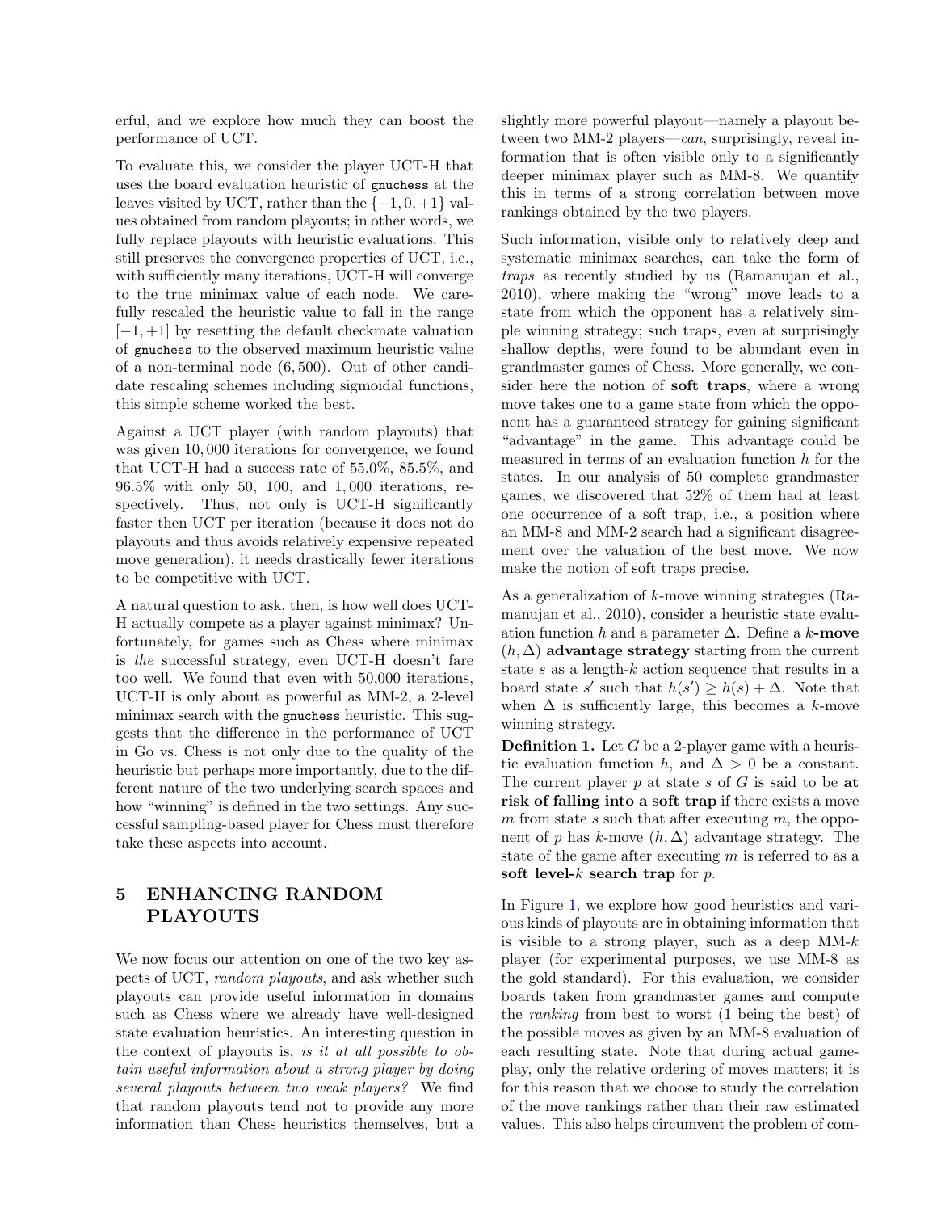erful, and we explore how much they can boost the performance of UCT.

To evaluate this, we consider the player UCT-H that uses the board evaluation heuristic of gnuchess at the leaves visited by UCT, rather than the $\{-1, 0, +1\}$ values obtained from random playouts; in other words, we fully replace playouts with heuristic evaluations. This still preserves the convergence properties of UCT, i.e., with sufficiently many iterations, UCT-H will converge to the true minimax value of each node. We carefully rescaled the heuristic value to fall in the range $[-1, +1]$ by resetting the default checkmate valuation of gnuchess to the observed maximum heuristic value of a non-terminal node $(6, 500)$. Out of other candidate rescaling schemes including sigmoidal functions, this simple scheme worked the best.

Against a UCT player (with random playouts) that was given $10,000$ iterations for convergence, we found that UCT-H had a success rate of 55.0%, 85.5%, and 96.5% with only 50, 100, and $1,000$ iterations, respectively. Thus, not only is UCT-H significantly faster then UCT per iteration (because it does not do playouts and thus avoids relatively expensive repeated move generation), it needs drastically fewer iterations to be competitive with UCT.

A natural question to ask, then, is how well does UCT-H actually compete as a player against minimax? Unfortunately, for games such as Chess where minimax is *the* successful strategy, even UCT-H doesn't fare too well. We found that even with 50,000 iterations, UCT-H is only about as powerful as MM-2, a 2-level minimax search with the gnuchess heuristic. This suggests that the difference in the performance of UCT in Go vs. Chess is not only due to the quality of the heuristic but perhaps more importantly, due to the different nature of the two underlying search spaces and how "winning" is defined in the two settings. Any successful sampling-based player for Chess must therefore take these aspects into account.

## 5 ENHANCING RANDOM PLAYOUTS

We now focus our attention on one of the two key aspects of UCT, *random playouts*, and ask whether such playouts can provide useful information in domains such as Chess where we already have well-designed state evaluation heuristics. An interesting question in the context of playouts is, *is it at all possible to obtain useful information about a strong player by doing several playouts between two weak players?* We find that random playouts tend not to provide any more information than Chess heuristics themselves, but a slightly more powerful playout—namely a playout between two MM-2 players—*can*, surprisingly, reveal information that is often visible only to a significantly deeper minimax player such as MM-8. We quantify this in terms of a strong correlation between move rankings obtained by the two players.

Such information, visible only to relatively deep and systematic minimax searches, can take the form of *traps* as recently studied by us (Ramanujan et al., 2010), where making the "wrong" move leads to a state from which the opponent has a relatively simple winning strategy; such traps, even at surprisingly shallow depths, were found to be abundant even in grandmaster games of Chess. More generally, we consider here the notion of **soft traps**, where a wrong move takes one to a game state from which the opponent has a guaranteed strategy for gaining significant "advantage" in the game. This advantage could be measured in terms of an evaluation function $h$ for the states. In our analysis of 50 complete grandmaster games, we discovered that 52% of them had at least one occurrence of a soft trap, i.e., a position where an MM-8 and MM-2 search had a significant disagreement over the valuation of the best move. We now make the notion of soft traps precise.

As a generalization of $k$-move winning strategies (Ramanujan et al., 2010), consider a heuristic state evaluation function $h$ and a parameter $\Delta$. Define a **$k$-move $(h, \Delta)$ advantage strategy** starting from the current state $s$ as a length-$k$ action sequence that results in a board state $s'$ such that $h(s') \geq h(s) + \Delta$. Note that when $\Delta$ is sufficiently large, this becomes a $k$-move winning strategy.

**Definition 1.** Let $G$ be a 2-player game with a heuristic evaluation function $h$, and $\Delta > 0$ be a constant. The current player $p$ at state $s$ of $G$ is said to be **at risk of falling into a soft trap** if there exists a move $m$ from state $s$ such that after executing $m$, the opponent of $p$ has $k$-move $(h, \Delta)$ advantage strategy. The state of the game after executing $m$ is referred to as a **soft level-$k$ search trap** for $p$.

In Figure 1, we explore how good heuristics and various kinds of playouts are in obtaining information that is visible to a strong player, such as a deep MM-$k$ player (for experimental purposes, we use MM-8 as the gold standard). For this evaluation, we consider boards taken from grandmaster games and compute the *ranking* from best to worst (1 being the best) of the possible moves as given by an MM-8 evaluation of each resulting state. Note that during actual gameplay, only the relative ordering of moves matters; it is for this reason that we choose to study the correlation of the move rankings rather than their raw estimated values. This also helps circumvent the problem of com-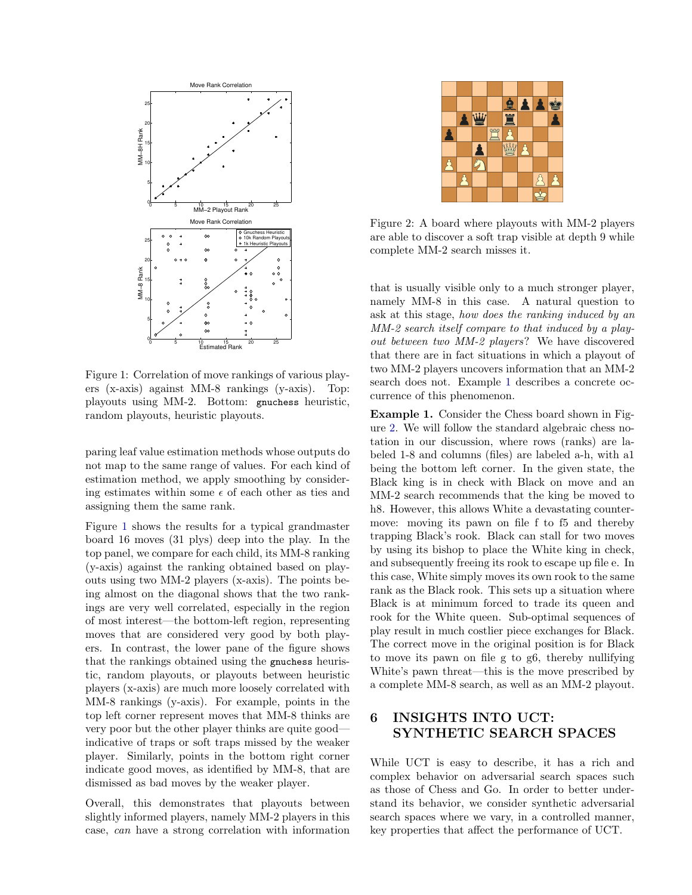Figure 1: Correlation of move rankings of various players (x-axis) against MM-8 rankings (y-axis). Top: playouts using MM-2. Bottom: `gnuchess` heuristic, random playouts, heuristic playouts.

paring leaf value estimation methods whose outputs do not map to the same range of values. For each kind of estimation method, we apply smoothing by considering estimates within some $\epsilon$ of each other as ties and assigning them the same rank.

Figure 1 shows the results for a typical grandmaster board 16 moves (31 plys) deep into the play. In the top panel, we compare for each child, its MM-8 ranking (y-axis) against the ranking obtained based on playouts using two MM-2 players (x-axis). The points being almost on the diagonal shows that the two rankings are very well correlated, especially in the region of most interest—the bottom-left region, representing moves that are considered very good by both players. In contrast, the lower pane of the figure shows that the rankings obtained using the `gnuchess` heuristic, random playouts, or playouts between heuristic players (x-axis) are much more loosely correlated with MM-8 rankings (y-axis). For example, points in the top left corner represent moves that MM-8 thinks are very poor but the other player thinks are quite good—indicative of traps or soft traps missed by the weaker player. Similarly, points in the bottom right corner indicate good moves, as identified by MM-8, that are dismissed as bad moves by the weaker player.

Overall, this demonstrates that playouts between slightly informed players, namely MM-2 players in this case, *can* have a strong correlation with information that is usually visible only to a much stronger player, namely MM-8 in this case. A natural question to ask at this stage, *how does the ranking induced by an MM-2 search itself compare to that induced by a playout between two MM-2 players*? We have discovered that there are in fact situations in which a playout of two MM-2 players uncovers information that an MM-2 search does not. Example 1 describes a concrete occurrence of this phenomenon.

Figure 2: A board where playouts with MM-2 players are able to discover a soft trap visible at depth 9 while complete MM-2 search misses it.

**Example 1.** Consider the Chess board shown in Figure 2. We will follow the standard algebraic chess notation in our discussion, where rows (ranks) are labeled 1-8 and columns (files) are labeled a-h, with a1 being the bottom left corner. In the given state, the Black king is in check with Black on move and an MM-2 search recommends that the king be moved to h8. However, this allows White a devastating countermove: moving its pawn on file f to f5 and thereby trapping Black's rook. Black can stall for two moves by using its bishop to place the White king in check, and subsequently freeing its rook to escape up file e. In this case, White simply moves its own rook to the same rank as the Black rook. This sets up a situation where Black is at minimum forced to trade its queen and rook for the White queen. Sub-optimal sequences of play result in much costlier piece exchanges for Black. The correct move in the original position is for Black to move its pawn on file g to g6, thereby nullifying White's pawn threat—this is the move prescribed by a complete MM-8 search, as well as an MM-2 playout.

# 6 INSIGHTS INTO UCT: SYNTHETIC SEARCH SPACES

While UCT is easy to describe, it has a rich and complex behavior on adversarial search spaces such as those of Chess and Go. In order to better understand its behavior, we consider synthetic adversarial search spaces where we vary, in a controlled manner, key properties that affect the performance of UCT.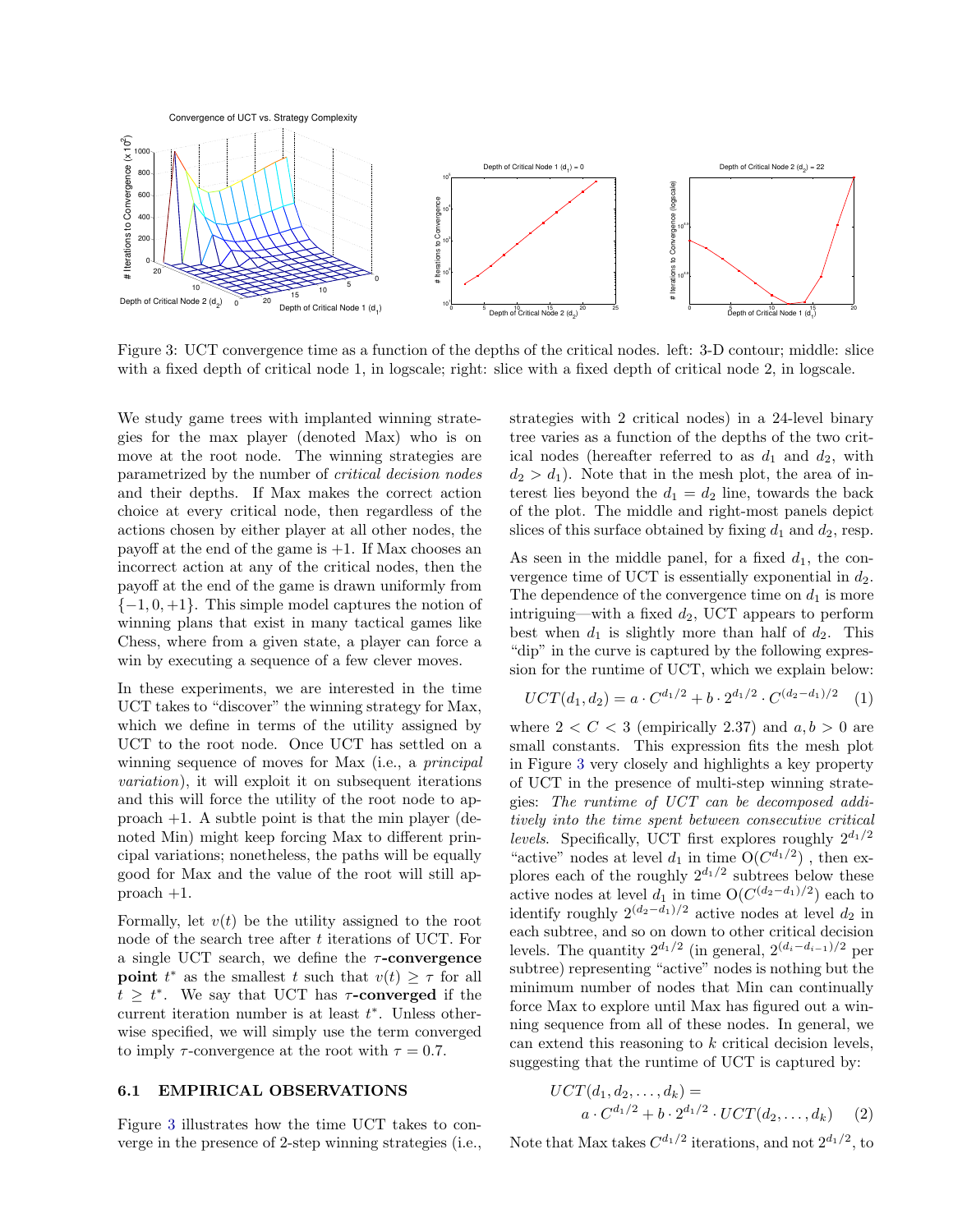Figure 3: UCT convergence time as a function of the depths of the critical nodes. left: 3-D contour; middle: slice with a fixed depth of critical node 1, in logscale; right: slice with a fixed depth of critical node 2, in logscale.

We study game trees with implanted winning strategies for the max player (denoted Max) who is on move at the root node. The winning strategies are parametrized by the number of *critical decision nodes* and their depths. If Max makes the correct action choice at every critical node, then regardless of the actions chosen by either player at all other nodes, the payoff at the end of the game is +1. If Max chooses an incorrect action at any of the critical nodes, then the payoff at the end of the game is drawn uniformly from $\{-1, 0, +1\}$. This simple model captures the notion of winning plans that exist in many tactical games like Chess, where from a given state, a player can force a win by executing a sequence of a few clever moves.

In these experiments, we are interested in the time UCT takes to "discover" the winning strategy for Max, which we define in terms of the utility assigned by UCT to the root node. Once UCT has settled on a winning sequence of moves for Max (i.e., a *principal variation*), it will exploit it on subsequent iterations and this will force the utility of the root node to approach +1. A subtle point is that the min player (denoted Min) might keep forcing Max to different principal variations; nonetheless, the paths will be equally good for Max and the value of the root will still approach +1.

Formally, let $v(t)$ be the utility assigned to the root node of the search tree after $t$ iterations of UCT. For a single UCT search, we define the **$\tau$-convergence point** $t^*$ as the smallest $t$ such that $v(t) \geq \tau$ for all $t \geq t^*$. We say that UCT has **$\tau$-converged** if the current iteration number is at least $t^*$. Unless otherwise specified, we will simply use the term converged to imply $\tau$-convergence at the root with $\tau = 0.7$.

### 6.1 EMPIRICAL OBSERVATIONS

Figure 3 illustrates how the time UCT takes to converge in the presence of 2-step winning strategies (i.e., strategies with 2 critical nodes) in a 24-level binary tree varies as a function of the depths of the two critical nodes (hereafter referred to as $d_1$ and $d_2$, with $d_2 > d_1$). Note that in the mesh plot, the area of interest lies beyond the $d_1 = d_2$ line, towards the back of the plot. The middle and right-most panels depict slices of this surface obtained by fixing $d_1$ and $d_2$, resp.

As seen in the middle panel, for a fixed $d_1$, the convergence time of UCT is essentially exponential in $d_2$. The dependence of the convergence time on $d_1$ is more intriguing—with a fixed $d_2$, UCT appears to perform best when $d_1$ is slightly more than half of $d_2$. This "dip" in the curve is captured by the following expression for the runtime of UCT, which we explain below:

$$UCT(d_1, d_2) = a \cdot C^{d_1/2} + b \cdot 2^{d_1/2} \cdot C^{(d_2-d_1)/2} \quad (1)$$

where $2 < C < 3$ (empirically 2.37) and $a, b > 0$ are small constants. This expression fits the mesh plot in Figure 3 very closely and highlights a key property of UCT in the presence of multi-step winning strategies: *The runtime of UCT can be decomposed additively into the time spent between consecutive critical levels.* Specifically, UCT first explores roughly $2^{d_1/2}$ "active" nodes at level $d_1$ in time $O(C^{d_1/2})$ , then explores each of the roughly $2^{d_1/2}$ subtrees below these active nodes at level $d_1$ in time $O(C^{(d_2-d_1)/2})$ each to identify roughly $2^{(d_2-d_1)/2}$ active nodes at level $d_2$ in each subtree, and so on down to other critical decision levels. The quantity $2^{d_1/2}$ (in general, $2^{(d_i-d_{i-1})/2}$ per subtree) representing "active" nodes is nothing but the minimum number of nodes that Min can continually force Max to explore until Max has figured out a winning sequence from all of these nodes. In general, we can extend this reasoning to $k$ critical decision levels, suggesting that the runtime of UCT is captured by:

$$UCT(d_1, d_2, \ldots, d_k) = a \cdot C^{d_1/2} + b \cdot 2^{d_1/2} \cdot UCT(d_2, \ldots, d_k) \quad (2)$$

Note that Max takes $C^{d_1/2}$ iterations, and not $2^{d_1/2}$, to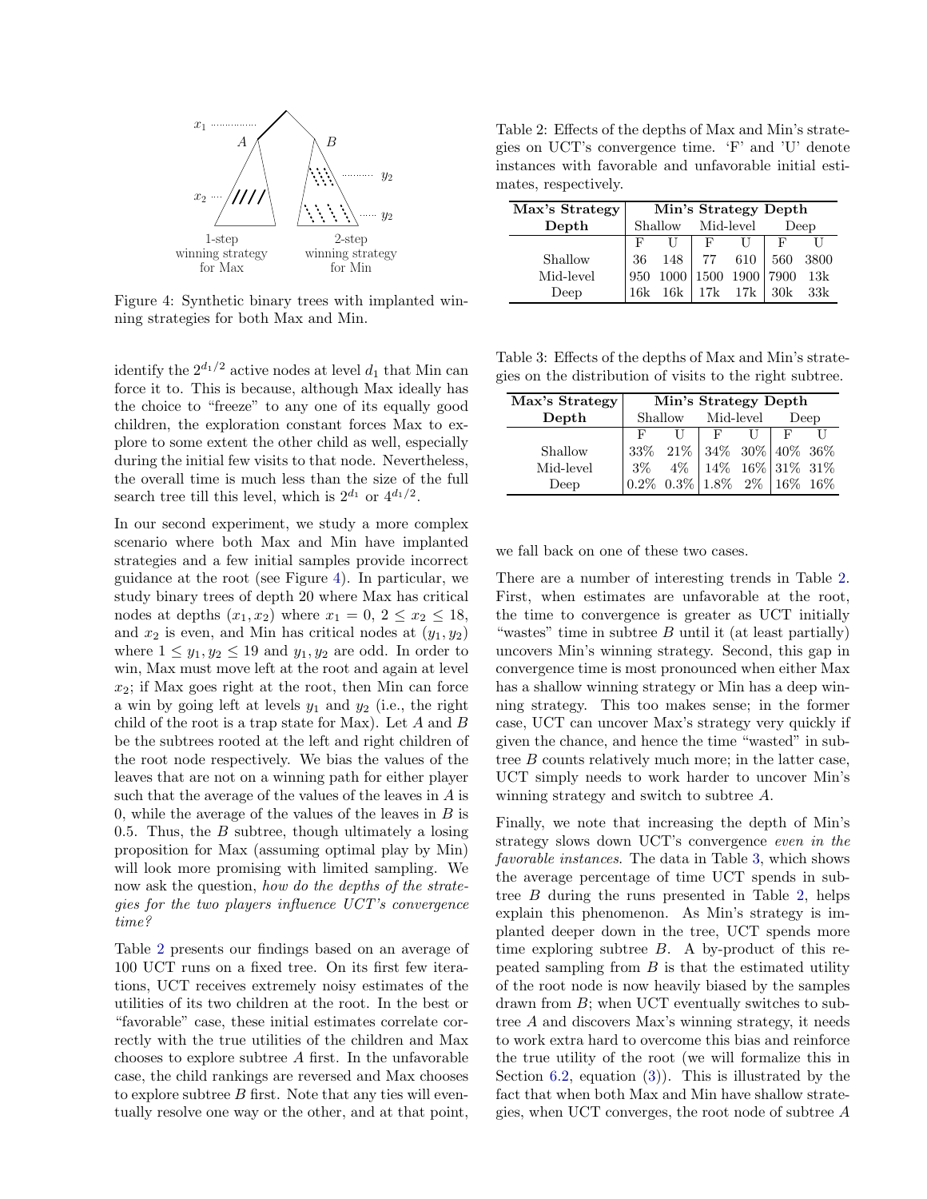Figure 4: Synthetic binary trees with implanted winning strategies for both Max and Min.

identify the $2^{d_1/2}$ active nodes at level $d_1$ that Min can force it to. This is because, although Max ideally has the choice to "freeze" to any one of its equally good children, the exploration constant forces Max to explore to some extent the other child as well, especially during the initial few visits to that node. Nevertheless, the overall time is much less than the size of the full search tree till this level, which is $2^{d_1}$ or $4^{d_1/2}$.

In our second experiment, we study a more complex scenario where both Max and Min have implanted strategies and a few initial samples provide incorrect guidance at the root (see Figure 4). In particular, we study binary trees of depth 20 where Max has critical nodes at depths $(x_1, x_2)$ where $x_1 = 0$, $2 \leq x_2 \leq 18$, and $x_2$ is even, and Min has critical nodes at $(y_1, y_2)$ where $1 \leq y_1, y_2 \leq 19$ and $y_1, y_2$ are odd. In order to win, Max must move left at the root and again at level $x_2$; if Max goes right at the root, then Min can force a win by going left at levels $y_1$ and $y_2$ (i.e., the right child of the root is a trap state for Max). Let $A$ and $B$ be the subtrees rooted at the left and right children of the root node respectively. We bias the values of the leaves that are not on a winning path for either player such that the average of the values of the leaves in $A$ is 0, while the average of the values of the leaves in $B$ is 0.5. Thus, the $B$ subtree, though ultimately a losing proposition for Max (assuming optimal play by Min) will look more promising with limited sampling. We now ask the question, *how do the depths of the strategies for the two players influence UCT's convergence time?*

Table 2 presents our findings based on an average of 100 UCT runs on a fixed tree. On its first few iterations, UCT receives extremely noisy estimates of the utilities of its two children at the root. In the best or "favorable" case, these initial estimates correlate correctly with the true utilities of the children and Max chooses to explore subtree $A$ first. In the unfavorable case, the child rankings are reversed and Max chooses to explore subtree $B$ first. Note that any ties will eventually resolve one way or the other, and at that point,

Table 2: Effects of the depths of Max and Min's strategies on UCT's convergence time. 'F' and 'U' denote instances with favorable and unfavorable initial estimates, respectively.

| Max's Strategy Depth | Min's Strategy Depth | | | | | |
|---|---|---|---|---|---|---|
| | Shallow | | Mid-level | | Deep | |
| | F | U | F | U | F | U |
| Shallow | 36 | 148 | 77 | 610 | 560 | 3800 |
| Mid-level | 950 | 1000 | 1500 | 1900 | 7900 | 13k |
| Deep | 16k | 16k | 17k | 17k | 30k | 33k |

Table 3: Effects of the depths of Max and Min's strategies on the distribution of visits to the right subtree.

| Max's Strategy Depth | Min's Strategy Depth | | | | | |
|---|---|---|---|---|---|---|
| | Shallow | | Mid-level | | Deep | |
| | F | U | F | U | F | U |
| Shallow | 33% | 21% | 34% | 30% | 40% | 36% |
| Mid-level | 3% | 4% | 14% | 16% | 31% | 31% |
| Deep | 0.2% | 0.3% | 1.8% | 2% | 16% | 16% |

we fall back on one of these two cases.

There are a number of interesting trends in Table 2. First, when estimates are unfavorable at the root, the time to convergence is greater as UCT initially "wastes" time in subtree $B$ until it (at least partially) uncovers Min's winning strategy. Second, this gap in convergence time is most pronounced when either Max has a shallow winning strategy or Min has a deep winning strategy. This too makes sense; in the former case, UCT can uncover Max's strategy very quickly if given the chance, and hence the time "wasted" in subtree $B$ counts relatively much more; in the latter case, UCT simply needs to work harder to uncover Min's winning strategy and switch to subtree $A$.

Finally, we note that increasing the depth of Min's strategy slows down UCT's convergence *even in the favorable instances*. The data in Table 3, which shows the average percentage of time UCT spends in subtree $B$ during the runs presented in Table 2, helps explain this phenomenon. As Min's strategy is implanted deeper down in the tree, UCT spends more time exploring subtree $B$. A by-product of this repeated sampling from $B$ is that the estimated utility of the root node is now heavily biased by the samples drawn from $B$; when UCT eventually switches to subtree $A$ and discovers Max's winning strategy, it needs to work extra hard to overcome this bias and reinforce the true utility of the root (we will formalize this in Section 6.2, equation (3)). This is illustrated by the fact that when both Max and Min have shallow strategies, when UCT converges, the root node of subtree $A$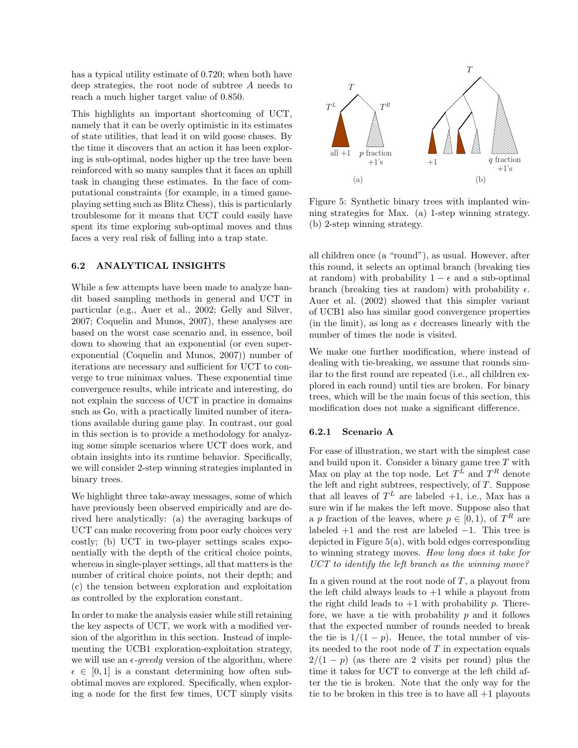has a typical utility estimate of 0.720; when both have deep strategies, the root node of subtree $A$ needs to reach a much higher target value of 0.850.

This highlights an important shortcoming of UCT, namely that it can be overly optimistic in its estimates of state utilities, that lead it on wild goose chases. By the time it discovers that an action it has been exploring is sub-optimal, nodes higher up the tree have been reinforced with so many samples that it faces an uphill task in changing these estimates. In the face of computational constraints (for example, in a timed game-playing setting such as Blitz Chess), this is particularly troublesome for it means that UCT could easily have spent its time exploring sub-optimal moves and thus faces a very real risk of falling into a trap state.

### 6.2 ANALYTICAL INSIGHTS

While a few attempts have been made to analyze bandit based sampling methods in general and UCT in particular (e.g., Auer et al., 2002; Gelly and Silver, 2007; Coquelin and Munos, 2007), these analyses are based on the worst case scenario and, in essence, boil down to showing that an exponential (or even super-exponential (Coquelin and Munos, 2007)) number of iterations are necessary and sufficient for UCT to converge to true minimax values. These exponential time convergence results, while intricate and interesting, do not explain the success of UCT in practice in domains such as Go, with a practically limited number of iterations available during game play. In contrast, our goal in this section is to provide a methodology for analyzing some simple scenarios where UCT does work, and obtain insights into its runtime behavior. Specifically, we will consider 2-step winning strategies implanted in binary trees.

We highlight three take-away messages, some of which have previously been observed empirically and are derived here analytically: (a) the averaging backups of UCT can make recovering from poor early choices very costly; (b) UCT in two-player settings scales exponentially with the depth of the critical choice points, whereas in single-player settings, all that matters is the number of critical choice points, not their depth; and (c) the tension between exploration and exploitation as controlled by the exploration constant.

In order to make the analysis easier while still retaining the key aspects of UCT, we work with a modified version of the algorithm in this section. Instead of implementing the UCB1 exploration-exploitation strategy, we will use an $\epsilon$-*greedy* version of the algorithm, where $\epsilon \in [0, 1]$ is a constant determining how often sub-optimal moves are explored. Specifically, when exploring a node for the first few times, UCT simply visits all children once (a "round"), as usual. However, after this round, it selects an optimal branch (breaking ties at random) with probability $1 - \epsilon$ and a sub-optimal branch (breaking ties at random) with probability $\epsilon$. Auer et al. (2002) showed that this simpler variant of UCB1 also has similar good convergence properties (in the limit), as long as $\epsilon$ decreases linearly with the number of times the node is visited.

Figure 5: Synthetic binary trees with implanted winning strategies for Max. (a) 1-step winning strategy. (b) 2-step winning strategy.

We make one further modification, where instead of dealing with tie-breaking, we assume that rounds similar to the first round are repeated (i.e., all children explored in each round) until ties are broken. For binary trees, which will be the main focus of this section, this modification does not make a significant difference.

#### 6.2.1 Scenario A

For ease of illustration, we start with the simplest case and build upon it. Consider a binary game tree $T$ with Max on play at the top node. Let $T^L$ and $T^R$ denote the left and right subtrees, respectively, of $T$. Suppose that all leaves of $T^L$ are labeled $+1$, i.e., Max has a sure win if he makes the left move. Suppose also that a $p$ fraction of the leaves, where $p \in [0, 1)$, of $T^R$ are labeled $+1$ and the rest are labeled $-1$. This tree is depicted in Figure 5(a), with bold edges corresponding to winning strategy moves. *How long does it take for UCT to identify the left branch as the winning move?*

In a given round at the root node of $T$, a playout from the left child always leads to $+1$ while a playout from the right child leads to $+1$ with probability $p$. Therefore, we have a tie with probability $p$ and it follows that the expected number of rounds needed to break the tie is $1/(1 - p)$. Hence, the total number of visits needed to the root node of $T$ in expectation equals $2/(1 - p)$ (as there are 2 visits per round) plus the time it takes for UCT to converge at the left child after the tie is broken. Note that the only way for the tie to be broken in this tree is to have all $+1$ playouts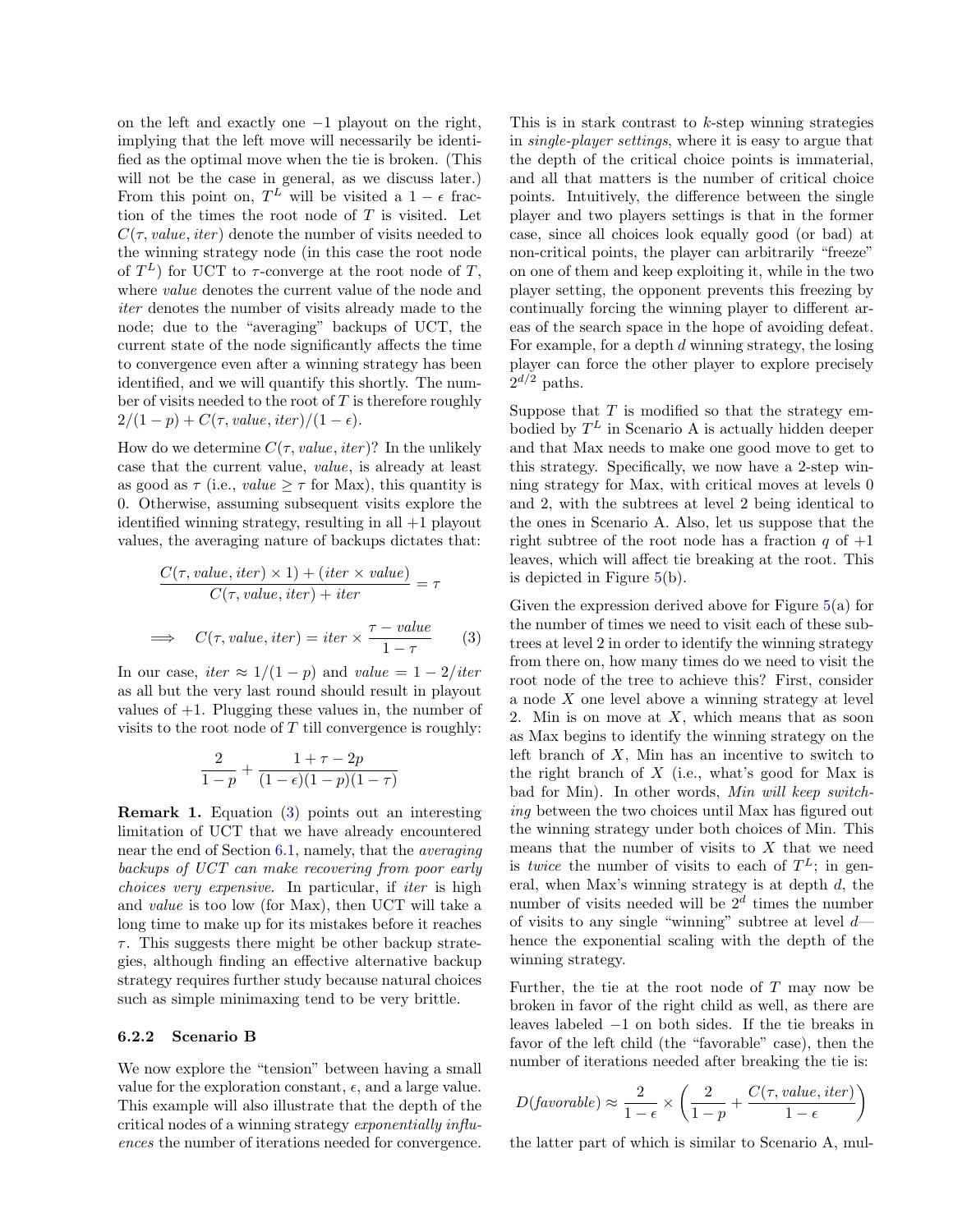on the left and exactly one $-1$ playout on the right, implying that the left move will necessarily be identified as the optimal move when the tie is broken. (This will not be the case in general, as we discuss later.) From this point on, $T^L$ will be visited a $1-\epsilon$ fraction of the times the root node of $T$ is visited. Let $C(\tau, value, iter)$ denote the number of visits needed to the winning strategy node (in this case the root node of $T^L$) for UCT to $\tau$-converge at the root node of $T$, where *value* denotes the current value of the node and *iter* denotes the number of visits already made to the node; due to the "averaging" backups of UCT, the current state of the node significantly affects the time to convergence even after a winning strategy has been identified, and we will quantify this shortly. The number of visits needed to the root of $T$ is therefore roughly $2/(1-p) + C(\tau, value, iter)/(1-\epsilon)$.

How do we determine $C(\tau, value, iter)$? In the unlikely case that the current value, *value*, is already at least as good as $\tau$ (i.e., $value \geq \tau$ for Max), this quantity is 0. Otherwise, assuming subsequent visits explore the identified winning strategy, resulting in all $+1$ playout values, the averaging nature of backups dictates that:

$$\frac{C(\tau, value, iter) \times 1) + (iter \times value)}{C(\tau, value, iter) + iter} = \tau$$

$$\implies \quad C(\tau, value, iter) = iter \times \frac{\tau - value}{1 - \tau} \qquad (3)$$

In our case, $iter \approx 1/(1-p)$ and $value = 1 - 2/iter$ as all but the very last round should result in playout values of $+1$. Plugging these values in, the number of visits to the root node of $T$ till convergence is roughly:

$$\frac{2}{1-p} + \frac{1 + \tau - 2p}{(1-\epsilon)(1-p)(1-\tau)}$$

**Remark 1.** Equation (3) points out an interesting limitation of UCT that we have already encountered near the end of Section 6.1, namely, that the *averaging backups of UCT can make recovering from poor early choices very expensive.* In particular, if *iter* is high and *value* is too low (for Max), then UCT will take a long time to make up for its mistakes before it reaches $\tau$. This suggests there might be other backup strategies, although finding an effective alternative backup strategy requires further study because natural choices such as simple minimaxing tend to be very brittle.

### 6.2.2 Scenario B

We now explore the "tension" between having a small value for the exploration constant, $\epsilon$, and a large value. This example will also illustrate that the depth of the critical nodes of a winning strategy *exponentially influences* the number of iterations needed for convergence. This is in stark contrast to $k$-step winning strategies in *single-player settings*, where it is easy to argue that the depth of the critical choice points is immaterial, and all that matters is the number of critical choice points. Intuitively, the difference between the single player and two players settings is that in the former case, since all choices look equally good (or bad) at non-critical points, the player can arbitrarily "freeze" on one of them and keep exploiting it, while in the two player setting, the opponent prevents this freezing by continually forcing the winning player to different areas of the search space in the hope of avoiding defeat. For example, for a depth $d$ winning strategy, the losing player can force the other player to explore precisely $2^{d/2}$ paths.

Suppose that $T$ is modified so that the strategy embodied by $T^L$ in Scenario A is actually hidden deeper and that Max needs to make one good move to get to this strategy. Specifically, we now have a 2-step winning strategy for Max, with critical moves at levels 0 and 2, with the subtrees at level 2 being identical to the ones in Scenario A. Also, let us suppose that the right subtree of the root node has a fraction $q$ of $+1$ leaves, which will affect tie breaking at the root. This is depicted in Figure 5(b).

Given the expression derived above for Figure 5(a) for the number of times we need to visit each of these subtrees at level 2 in order to identify the winning strategy from there on, how many times do we need to visit the root node of the tree to achieve this? First, consider a node $X$ one level above a winning strategy at level 2. Min is on move at $X$, which means that as soon as Max begins to identify the winning strategy on the left branch of $X$, Min has an incentive to switch to the right branch of $X$ (i.e., what's good for Max is bad for Min). In other words, *Min will keep switching* between the two choices until Max has figured out the winning strategy under both choices of Min. This means that the number of visits to $X$ that we need is *twice* the number of visits to each of $T^L$; in general, when Max's winning strategy is at depth $d$, the number of visits needed will be $2^d$ times the number of visits to any single "winning" subtree at level $d$—hence the exponential scaling with the depth of the winning strategy.

Further, the tie at the root node of $T$ may now be broken in favor of the right child as well, as there are leaves labeled $-1$ on both sides. If the tie breaks in favor of the left child (the "favorable" case), then the number of iterations needed after breaking the tie is:

$$D(favorable) \approx \frac{2}{1-\epsilon} \times \left( \frac{2}{1-p} + \frac{C(\tau, value, iter)}{1-\epsilon} \right)$$

the latter part of which is similar to Scenario A, mul-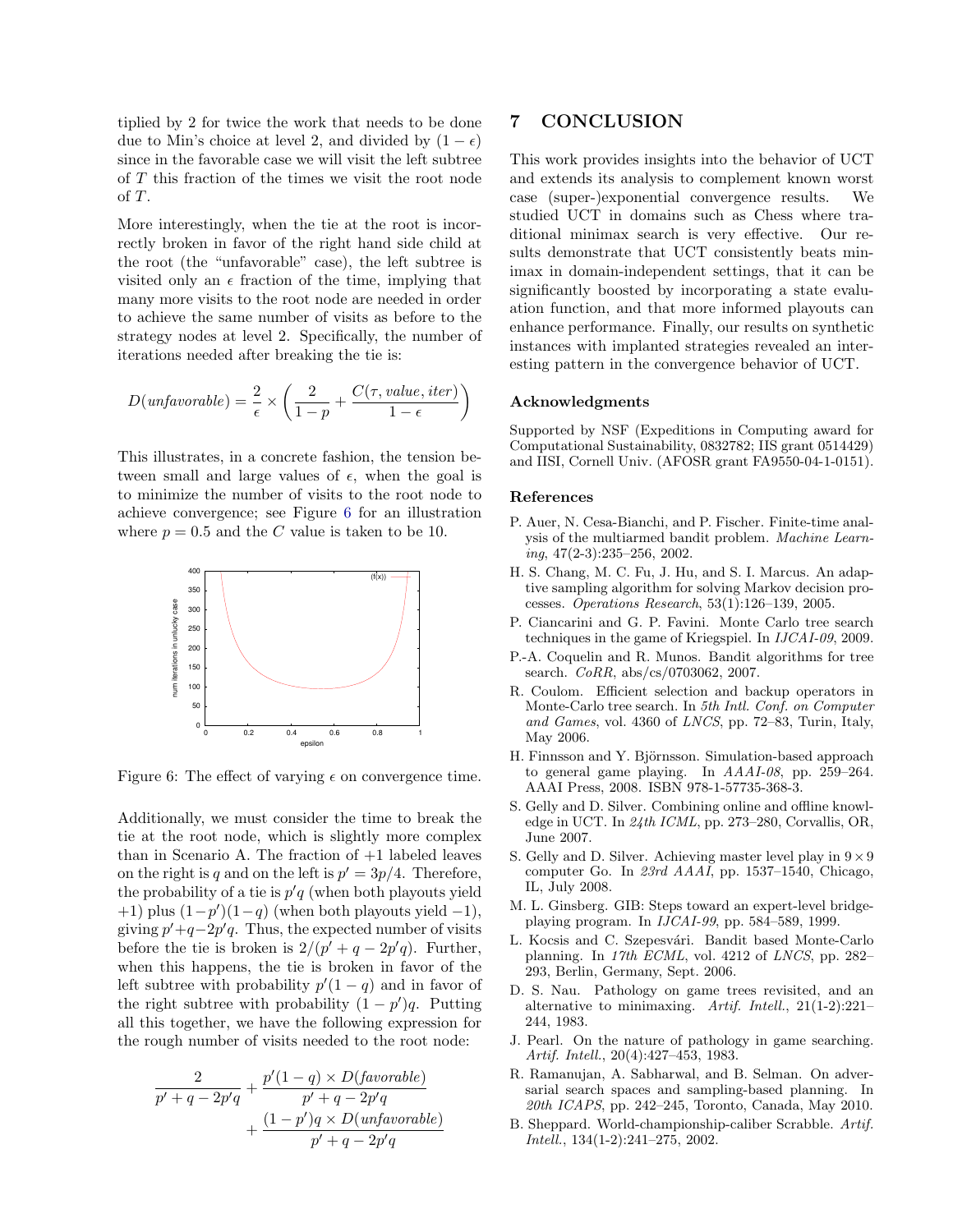tiplied by 2 for twice the work that needs to be done due to Min's choice at level 2, and divided by $(1-\epsilon)$ since in the favorable case we will visit the left subtree of $T$ this fraction of the times we visit the root node of $T$.

More interestingly, when the tie at the root is incorrectly broken in favor of the right hand side child at the root (the "unfavorable" case), the left subtree is visited only an $\epsilon$ fraction of the time, implying that many more visits to the root node are needed in order to achieve the same number of visits as before to the strategy nodes at level 2. Specifically, the number of iterations needed after breaking the tie is:

$$D(\mathit{unfavorable}) = \frac{2}{\epsilon} \times \left( \frac{2}{1-p} + \frac{C(\tau, \mathit{value}, \mathit{iter})}{1-\epsilon} \right)$$

This illustrates, in a concrete fashion, the tension between small and large values of $\epsilon$, when the goal is to minimize the number of visits to the root node to achieve convergence; see Figure 6 for an illustration where $p = 0.5$ and the $C$ value is taken to be 10.

num iterations in unlucky case

400
350
300
250
200
150
100
50
0

0 0.2 0.4 0.6 0.8 1

epsilon

(f(x))

Figure 6: The effect of varying $\epsilon$ on convergence time.

Additionally, we must consider the time to break the tie at the root node, which is slightly more complex than in Scenario A. The fraction of +1 labeled leaves on the right is $q$ and on the left is $p' = 3p/4$. Therefore, the probability of a tie is $p'q$ (when both playouts yield +1) plus $(1-p')(1-q)$ (when both playouts yield −1), giving $p'+q-2p'q$. Thus, the expected number of visits before the tie is broken is $2/(p'+q-2p'q)$. Further, when this happens, the tie is broken in favor of the left subtree with probability $p'(1-q)$ and in favor of the right subtree with probability $(1-p')q$. Putting all this together, we have the following expression for the rough number of visits needed to the root node:

$$\frac{2}{p'+q-2p'q} + \frac{p'(1-q) \times D(\mathit{favorable})}{p'+q-2p'q} + \frac{(1-p')q \times D(\mathit{unfavorable})}{p'+q-2p'q}$$

## 7 CONCLUSION

This work provides insights into the behavior of UCT and extends its analysis to complement known worst case (super-)exponential convergence results. We studied UCT in domains such as Chess where traditional minimax search is very effective. Our results demonstrate that UCT consistently beats minimax in domain-independent settings, that it can be significantly boosted by incorporating a state evaluation function, and that more informed playouts can enhance performance. Finally, our results on synthetic instances with implanted strategies revealed an interesting pattern in the convergence behavior of UCT.

### Acknowledgments

Supported by NSF (Expeditions in Computing award for Computational Sustainability, 0832782; IIS grant 0514429) and IISI, Cornell Univ. (AFOSR grant FA9550-04-1-0151).

### References

P. Auer, N. Cesa-Bianchi, and P. Fischer. Finite-time analysis of the multiarmed bandit problem. *Machine Learning*, 47(2-3):235–256, 2002.

H. S. Chang, M. C. Fu, J. Hu, and S. I. Marcus. An adaptive sampling algorithm for solving Markov decision processes. *Operations Research*, 53(1):126–139, 2005.

P. Ciancarini and G. P. Favini. Monte Carlo tree search techniques in the game of Kriegspiel. In *IJCAI-09*, 2009.

P.-A. Coquelin and R. Munos. Bandit algorithms for tree search. *CoRR*, abs/cs/0703062, 2007.

R. Coulom. Efficient selection and backup operators in Monte-Carlo tree search. In *5th Intl. Conf. on Computer and Games*, vol. 4360 of *LNCS*, pp. 72–83, Turin, Italy, May 2006.

H. Finnsson and Y. Björnsson. Simulation-based approach to general game playing. In *AAAI-08*, pp. 259–264. AAAI Press, 2008. ISBN 978-1-57735-368-3.

S. Gelly and D. Silver. Combining online and offline knowledge in UCT. In *24th ICML*, pp. 273–280, Corvallis, OR, June 2007.

S. Gelly and D. Silver. Achieving master level play in $9 \times 9$ computer Go. In *23rd AAAI*, pp. 1537–1540, Chicago, IL, July 2008.

M. L. Ginsberg. GIB: Steps toward an expert-level bridge-playing program. In *IJCAI-99*, pp. 584–589, 1999.

L. Kocsis and C. Szepesvári. Bandit based Monte-Carlo planning. In *17th ECML*, vol. 4212 of *LNCS*, pp. 282–293, Berlin, Germany, Sept. 2006.

D. S. Nau. Pathology on game trees revisited, and an alternative to minimaxing. *Artif. Intell.*, 21(1-2):221–244, 1983.

J. Pearl. On the nature of pathology in game searching. *Artif. Intell.*, 20(4):427–453, 1983.

R. Ramanujan, A. Sabharwal, and B. Selman. On adversarial search spaces and sampling-based planning. In *20th ICAPS*, pp. 242–245, Toronto, Canada, May 2010.

B. Sheppard. World-championship-caliber Scrabble. *Artif. Intell.*, 134(1-2):241–275, 2002.